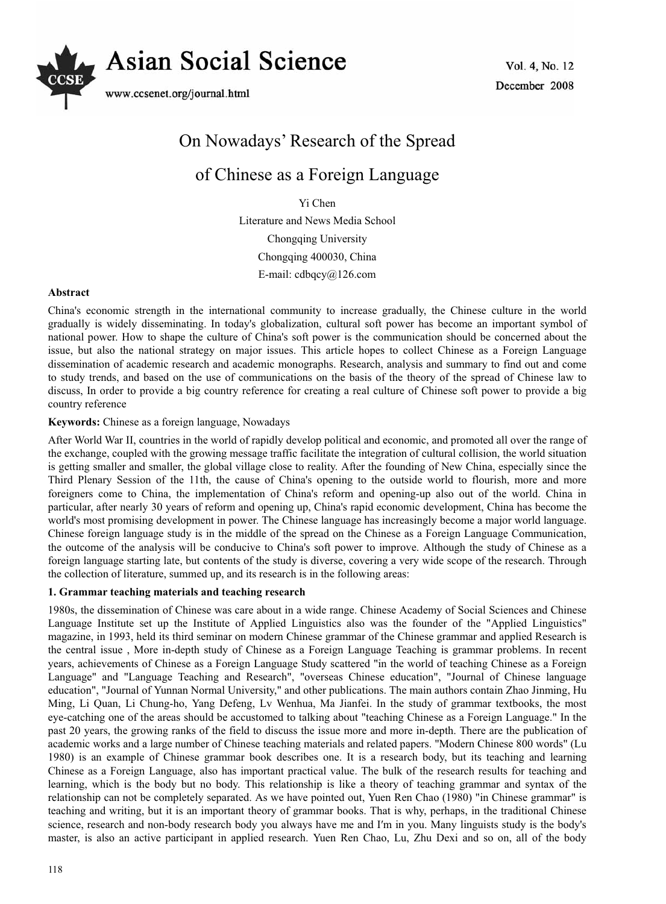# On Nowadays' Research of the Spread of Chinese as a Foreign Language

Yi Chen

Literature and News Media School

Chongqing University

Chongqing 400030, China

E-mail: cdbqcy@126.com

**Abstract**

China's economic strength in the international community to increase gradually, the Chinese culture in the world gradually is widely disseminating. In today's globalization, cultural soft power has become an important symbol of national power. How to shape the culture of China's soft power is the communication should be concerned about the issue, but also the national strategy on major issues. This article hopes to collect Chinese as a Foreign Language dissemination of academic research and academic monographs. Research, analysis and summary to find out and come to study trends, and based on the use of communications on the basis of the theory of the spread of Chinese law to discuss, In order to provide a big country reference for creating a real culture of Chinese soft power to provide a big country reference

**Keywords:** Chinese as a foreign language, Nowadays

After World War II, countries in the world of rapidly develop political and economic, and promoted all over the range of the exchange, coupled with the growing message traffic facilitate the integration of cultural collision, the world situation is getting smaller and smaller, the global village close to reality. After the founding of New China, especially since the Third Plenary Session of the 11th, the cause of China's opening to the outside world to flourish, more and more foreigners come to China, the implementation of China's reform and opening-up also out of the world. China in particular, after nearly 30 years of reform and opening up, China's rapid economic development, China has become the world's most promising development in power. The Chinese language has increasingly become a major world language. Chinese foreign language study is in the middle of the spread on the Chinese as a Foreign Language Communication, the outcome of the analysis will be conducive to China's soft power to improve. Although the study of Chinese as a foreign language starting late, but contents of the study is diverse, covering a very wide scope of the research. Through the collection of literature, summed up, and its research is in the following areas:

### 1. Grammar teaching materials and teaching research

1980s, the dissemination of Chinese was care about in a wide range. Chinese Academy of Social Sciences and Chinese Language Institute set up the Institute of Applied Linguistics also was the founder of the "Applied Linguistics" magazine, in 1993, held its third seminar on modern Chinese grammar of the Chinese grammar and applied Research is the central issue , More in-depth study of Chinese as a Foreign Language Teaching is grammar problems. In recent years, achievements of Chinese as a Foreign Language Study scattered "in the world of teaching Chinese as a Foreign Language" and "Language Teaching and Research", "overseas Chinese education", "Journal of Chinese language education", "Journal of Yunnan Normal University," and other publications. The main authors contain Zhao Jinming, Hu Ming, Li Quan, Li Chung-ho, Yang Defeng, Lv Wenhua, Ma Jianfei. In the study of grammar textbooks, the most eye-catching one of the areas should be accustomed to talking about "teaching Chinese as a Foreign Language." In the past 20 years, the growing ranks of the field to discuss the issue more and more in-depth. There are the publication of academic works and a large number of Chinese teaching materials and related papers. "Modern Chinese 800 words" (Lu 1980) is an example of Chinese grammar book describes one. It is a research body, but its teaching and learning Chinese as a Foreign Language, also has important practical value. The bulk of the research results for teaching and learning, which is the body but no body. This relationship is like a theory of teaching grammar and syntax of the relationship can not be completely separated. As we have pointed out, Yuen Ren Chao (1980) "in Chinese grammar" is teaching and writing, but it is an important theory of grammar books. That is why, perhaps, in the traditional Chinese science, research and non-body research body you always have me and I'm in you. Many linguists study is the body's master, is also an active participant in applied research. Yuen Ren Chao, Lu, Zhu Dexi and so on, all of the body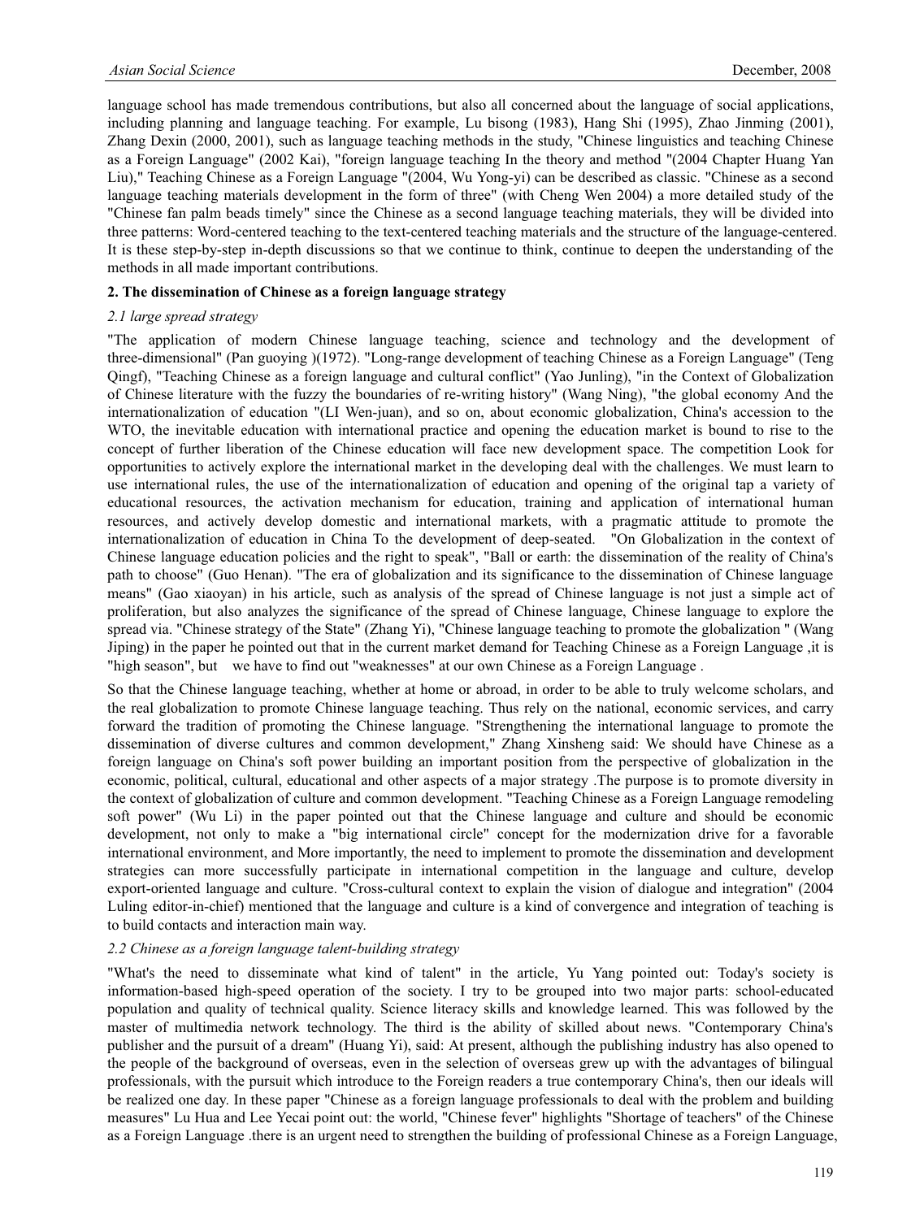language school has made tremendous contributions, but also all concerned about the language of social applications, including planning and language teaching. For example, Lu bisong (1983), Hang Shi (1995), Zhao Jinming (2001), Zhang Dexin (2000, 2001), such as language teaching methods in the study, "Chinese linguistics and teaching Chinese as a Foreign Language" (2002 Kai), "foreign language teaching In the theory and method "(2004 Chapter Huang Yan Liu)," Teaching Chinese as a Foreign Language "(2004, Wu Yong-yi) can be described as classic. "Chinese as a second language teaching materials development in the form of three" (with Cheng Wen 2004) a more detailed study of the "Chinese fan palm beads timely" since the Chinese as a second language teaching materials, they will be divided into three patterns: Word-centered teaching to the text-centered teaching materials and the structure of the language-centered. It is these step-by-step in-depth discussions so that we continue to think, continue to deepen the understanding of the methods in all made important contributions.

## 2. The dissemination of Chinese as a foreign language strategy

### *2.1 large spread strategy*

"The application of modern Chinese language teaching, science and technology and the development of three-dimensional" (Pan guoying )(1972). "Long-range development of teaching Chinese as a Foreign Language" (Teng Qingf), "Teaching Chinese as a foreign language and cultural conflict" (Yao Junling), "in the Context of Globalization of Chinese literature with the fuzzy the boundaries of re-writing history" (Wang Ning), "the global economy And the internationalization of education "(LI Wen-juan), and so on, about economic globalization, China's accession to the WTO, the inevitable education with international practice and opening the education market is bound to rise to the concept of further liberation of the Chinese education will face new development space. The competition Look for opportunities to actively explore the international market in the developing deal with the challenges. We must learn to use international rules, the use of the internationalization of education and opening of the original tap a variety of educational resources, the activation mechanism for education, training and application of international human resources, and actively develop domestic and international markets, with a pragmatic attitude to promote the internationalization of education in China To the development of deep-seated. "On Globalization in the context of Chinese language education policies and the right to speak", "Ball or earth: the dissemination of the reality of China's path to choose" (Guo Henan). "The era of globalization and its significance to the dissemination of Chinese language means" (Gao xiaoyan) in his article, such as analysis of the spread of Chinese language is not just a simple act of proliferation, but also analyzes the significance of the spread of Chinese language, Chinese language to explore the spread via. "Chinese strategy of the State" (Zhang Yi), "Chinese language teaching to promote the globalization " (Wang Jiping) in the paper he pointed out that in the current market demand for Teaching Chinese as a Foreign Language ,it is "high season", but we have to find out "weaknesses" at our own Chinese as a Foreign Language .

So that the Chinese language teaching, whether at home or abroad, in order to be able to truly welcome scholars, and the real globalization to promote Chinese language teaching. Thus rely on the national, economic services, and carry forward the tradition of promoting the Chinese language. "Strengthening the international language to promote the dissemination of diverse cultures and common development," Zhang Xinsheng said: We should have Chinese as a foreign language on China's soft power building an important position from the perspective of globalization in the economic, political, cultural, educational and other aspects of a major strategy .The purpose is to promote diversity in the context of globalization of culture and common development. "Teaching Chinese as a Foreign Language remodeling soft power" (Wu Li) in the paper pointed out that the Chinese language and culture and should be economic development, not only to make a "big international circle" concept for the modernization drive for a favorable international environment, and More importantly, the need to implement to promote the dissemination and development strategies can more successfully participate in international competition in the language and culture, develop export-oriented language and culture. "Cross-cultural context to explain the vision of dialogue and integration" (2004 Luling editor-in-chief) mentioned that the language and culture is a kind of convergence and integration of teaching is to build contacts and interaction main way.

### *2.2 Chinese as a foreign language talent-building strategy*

"What's the need to disseminate what kind of talent" in the article, Yu Yang pointed out: Today's society is information-based high-speed operation of the society. I try to be grouped into two major parts: school-educated population and quality of technical quality. Science literacy skills and knowledge learned. This was followed by the master of multimedia network technology. The third is the ability of skilled about news. "Contemporary China's publisher and the pursuit of a dream" (Huang Yi), said: At present, although the publishing industry has also opened to the people of the background of overseas, even in the selection of overseas grew up with the advantages of bilingual professionals, with the pursuit which introduce to the Foreign readers a true contemporary China's, then our ideals will be realized one day. In these paper "Chinese as a foreign language professionals to deal with the problem and building measures" Lu Hua and Lee Yecai point out: the world, "Chinese fever" highlights "Shortage of teachers" of the Chinese as a Foreign Language .there is an urgent need to strengthen the building of professional Chinese as a Foreign Language,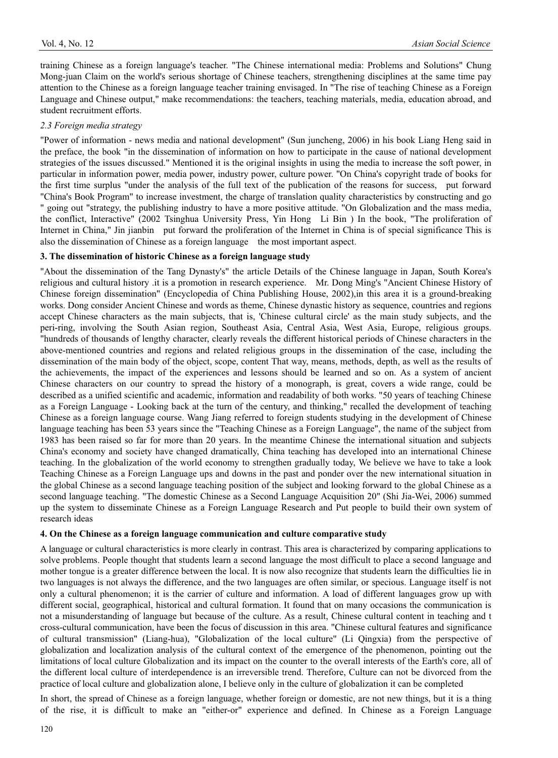training Chinese as a foreign language's teacher. "The Chinese international media: Problems and Solutions" Chung Mong-juan Claim on the world's serious shortage of Chinese teachers, strengthening disciplines at the same time pay attention to the Chinese as a foreign language teacher training envisaged. In "The rise of teaching Chinese as a Foreign Language and Chinese output," make recommendations: the teachers, teaching materials, media, education abroad, and student recruitment efforts.

### *2.3 Foreign media strategy*

"Power of information - news media and national development" (Sun juncheng, 2006) in his book Liang Heng said in the preface, the book "in the dissemination of information on how to participate in the cause of national development strategies of the issues discussed." Mentioned it is the original insights in using the media to increase the soft power, in particular in information power, media power, industry power, culture power. "On China's copyright trade of books for the first time surplus "under the analysis of the full text of the publication of the reasons for success, put forward "China's Book Program" to increase investment, the charge of translation quality characteristics by constructing and go " going out "strategy, the publishing industry to have a more positive attitude. "On Globalization and the mass media, the conflict, Interactive" (2002 Tsinghua University Press, Yin Hong Li Bin ) In the book, "The proliferation of Internet in China," Jin jianbin put forward the proliferation of the Internet in China is of special significance This is also the dissemination of Chinese as a foreign language the most important aspect.

## **3. The dissemination of historic Chinese as a foreign language study**

"About the dissemination of the Tang Dynasty's" the article Details of the Chinese language in Japan, South Korea's religious and cultural history .it is a promotion in research experience. Mr. Dong Ming's "Ancient Chinese History of Chinese foreign dissemination" (Encyclopedia of China Publishing House, 2002),in this area it is a ground-breaking works. Dong consider Ancient Chinese and words as theme, Chinese dynastic history as sequence, countries and regions accept Chinese characters as the main subjects, that is, 'Chinese cultural circle' as the main study subjects, and the peri-ring, involving the South Asian region, Southeast Asia, Central Asia, West Asia, Europe, religious groups. "hundreds of thousands of lengthy character, clearly reveals the different historical periods of Chinese characters in the above-mentioned countries and regions and related religious groups in the dissemination of the case, including the dissemination of the main body of the object, scope, content That way, means, methods, depth, as well as the results of the achievements, the impact of the experiences and lessons should be learned and so on. As a system of ancient Chinese characters on our country to spread the history of a monograph, is great, covers a wide range, could be described as a unified scientific and academic, information and readability of both works. "50 years of teaching Chinese as a Foreign Language - Looking back at the turn of the century, and thinking," recalled the development of teaching Chinese as a foreign language course. Wang Jiang referred to foreign students studying in the development of Chinese language teaching has been 53 years since the "Teaching Chinese as a Foreign Language", the name of the subject from 1983 has been raised so far for more than 20 years. In the meantime Chinese the international situation and subjects China's economy and society have changed dramatically, China teaching has developed into an international Chinese teaching. In the globalization of the world economy to strengthen gradually today, We believe we have to take a look Teaching Chinese as a Foreign Language ups and downs in the past and ponder over the new international situation in the global Chinese as a second language teaching position of the subject and looking forward to the global Chinese as a second language teaching. "The domestic Chinese as a Second Language Acquisition 20" (Shi Jia-Wei, 2006) summed up the system to disseminate Chinese as a Foreign Language Research and Put people to build their own system of research ideas

## **4. On the Chinese as a foreign language communication and culture comparative study**

A language or cultural characteristics is more clearly in contrast. This area is characterized by comparing applications to solve problems. People thought that students learn a second language the most difficult to place a second language and mother tongue is a greater difference between the local. It is now also recognize that students learn the difficulties lie in two languages is not always the difference, and the two languages are often similar, or specious. Language itself is not only a cultural phenomenon; it is the carrier of culture and information. A load of different languages grow up with different social, geographical, historical and cultural formation. It found that on many occasions the communication is not a misunderstanding of language but because of the culture. As a result, Chinese cultural content in teaching and t cross-cultural communication, have been the focus of discussion in this area. "Chinese cultural features and significance of cultural transmission" (Liang-hua), "Globalization of the local culture" (Li Qingxia) from the perspective of globalization and localization analysis of the cultural context of the emergence of the phenomenon, pointing out the limitations of local culture Globalization and its impact on the counter to the overall interests of the Earth's core, all of the different local culture of interdependence is an irreversible trend. Therefore, Culture can not be divorced from the practice of local culture and globalization alone, I believe only in the culture of globalization it can be completed

In short, the spread of Chinese as a foreign language, whether foreign or domestic, are not new things, but it is a thing of the rise, it is difficult to make an "either-or" experience and defined. In Chinese as a Foreign Language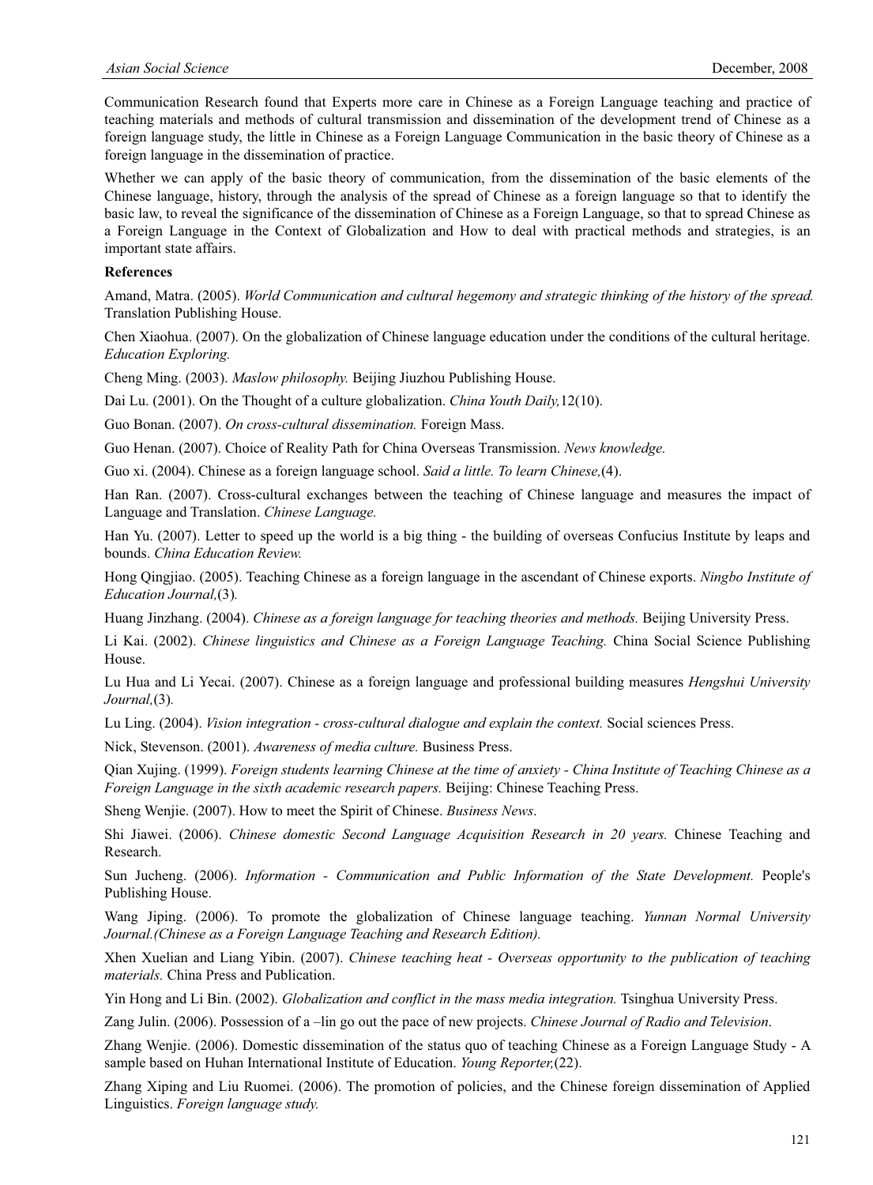Communication Research found that Experts more care in Chinese as a Foreign Language teaching and practice of teaching materials and methods of cultural transmission and dissemination of the development trend of Chinese as a foreign language study, the little in Chinese as a Foreign Language Communication in the basic theory of Chinese as a foreign language in the dissemination of practice.

Whether we can apply of the basic theory of communication, from the dissemination of the basic elements of the Chinese language, history, through the analysis of the spread of Chinese as a foreign language so that to identify the basic law, to reveal the significance of the dissemination of Chinese as a Foreign Language, so that to spread Chinese as a Foreign Language in the Context of Globalization and How to deal with practical methods and strategies, is an important state affairs.

**References**

Amand, Matra. (2005). *World Communication and cultural hegemony and strategic thinking of the history of the spread.* Translation Publishing House.

Chen Xiaohua. (2007). On the globalization of Chinese language education under the conditions of the cultural heritage. *Education Exploring.*

Cheng Ming. (2003). *Maslow philosophy.* Beijing Jiuzhou Publishing House.

Dai Lu. (2001). On the Thought of a culture globalization. *China Youth Daily,*12(10).

Guo Bonan. (2007). *On cross-cultural dissemination.* Foreign Mass.

Guo Henan. (2007). Choice of Reality Path for China Overseas Transmission. *News knowledge.*

Guo xi. (2004). Chinese as a foreign language school. *Said a little. To learn Chinese,*(4).

Han Ran. (2007). Cross-cultural exchanges between the teaching of Chinese language and measures the impact of Language and Translation. *Chinese Language.*

Han Yu. (2007). Letter to speed up the world is a big thing - the building of overseas Confucius Institute by leaps and bounds. *China Education Review.*

Hong Qingjiao. (2005). Teaching Chinese as a foreign language in the ascendant of Chinese exports. *Ningbo Institute of Education Journal,*(3)*.*

Huang Jinzhang. (2004). *Chinese as a foreign language for teaching theories and methods.* Beijing University Press.

Li Kai. (2002). *Chinese linguistics and Chinese as a Foreign Language Teaching.* China Social Science Publishing House.

Lu Hua and Li Yecai. (2007). Chinese as a foreign language and professional building measures *Hengshui University Journal,*(3)*.*

Lu Ling. (2004). *Vision integration - cross-cultural dialogue and explain the context.* Social sciences Press.

Nick, Stevenson. (2001). *Awareness of media culture.* Business Press.

Qian Xujing. (1999). *Foreign students learning Chinese at the time of anxiety - China Institute of Teaching Chinese as a Foreign Language in the sixth academic research papers.* Beijing: Chinese Teaching Press.

Sheng Wenjie. (2007). How to meet the Spirit of Chinese. *Business News*.

Shi Jiawei. (2006). *Chinese domestic Second Language Acquisition Research in 20 years.* Chinese Teaching and Research.

Sun Jucheng. (2006). *Information - Communication and Public Information of the State Development.* People's Publishing House.

Wang Jiping. (2006). To promote the globalization of Chinese language teaching. *Yunnan Normal University Journal.(Chinese as a Foreign Language Teaching and Research Edition).*

Xhen Xuelian and Liang Yibin. (2007). *Chinese teaching heat - Overseas opportunity to the publication of teaching materials.* China Press and Publication.

Yin Hong and Li Bin. (2002). *Globalization and conflict in the mass media integration.* Tsinghua University Press.

Zang Julin. (2006). Possession of a –lin go out the pace of new projects. *Chinese Journal of Radio and Television*.

Zhang Wenjie. (2006). Domestic dissemination of the status quo of teaching Chinese as a Foreign Language Study - A sample based on Huhan International Institute of Education. *Young Reporter,*(22).

Zhang Xiping and Liu Ruomei. (2006). The promotion of policies, and the Chinese foreign dissemination of Applied Linguistics. *Foreign language study.*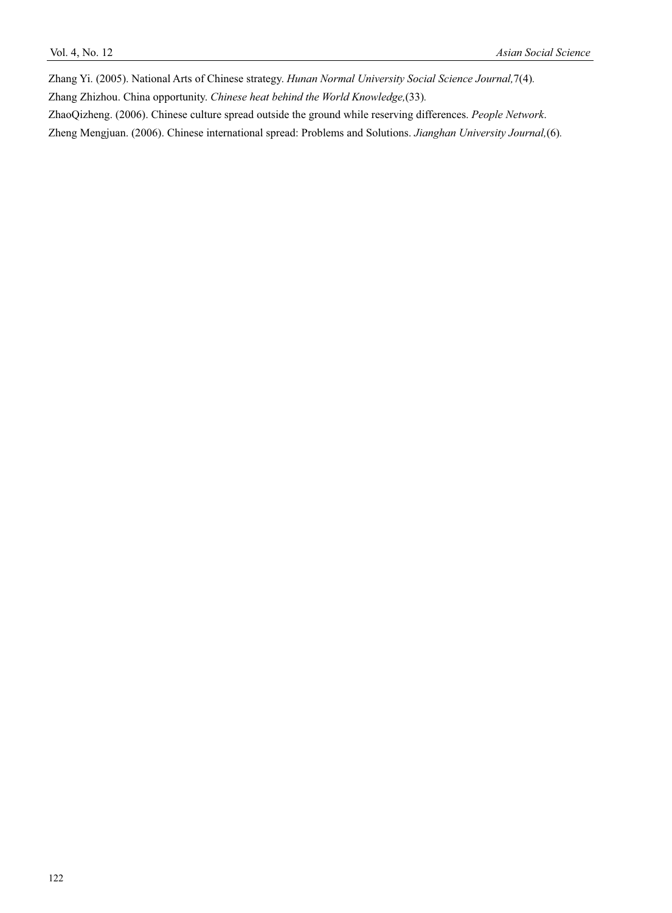Zhang Yi. (2005). National Arts of Chinese strategy. *Hunan Normal University Social Science Journal,*7(4).

Zhang Zhizhou. China opportunity. *Chinese heat behind the World Knowledge,*(33).

ZhaoQizheng. (2006). Chinese culture spread outside the ground while reserving differences. *People Network*.

Zheng Mengjuan. (2006). Chinese international spread: Problems and Solutions. *Jianghan University Journal,*(6).